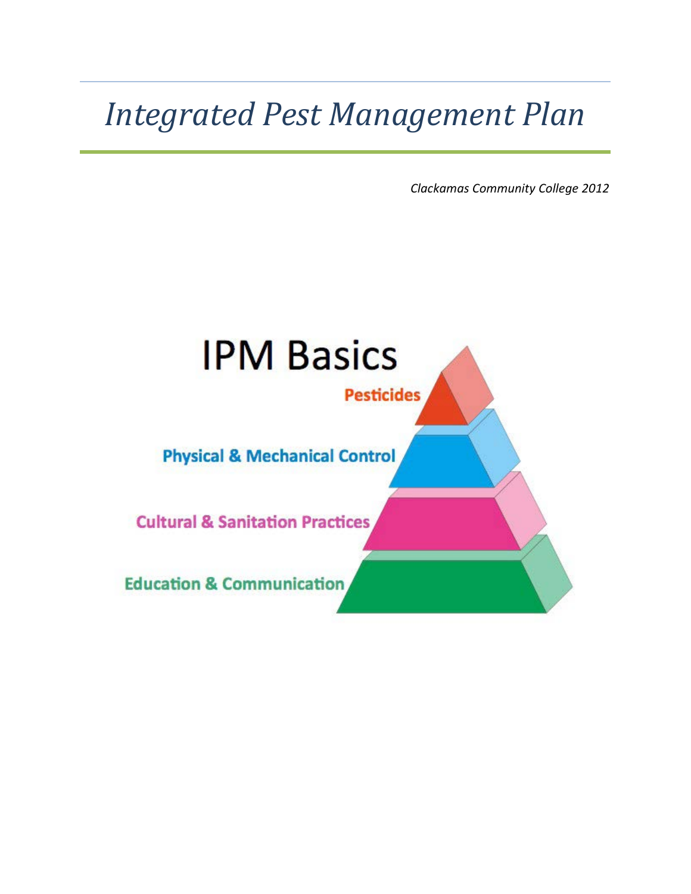# Integrated Pest Management Plan

*Clackamas Community College 2012*

IPM Basics

Pesticides

Physical & Mechanical Control

Cultural & Sanitation Practices

Education & Communication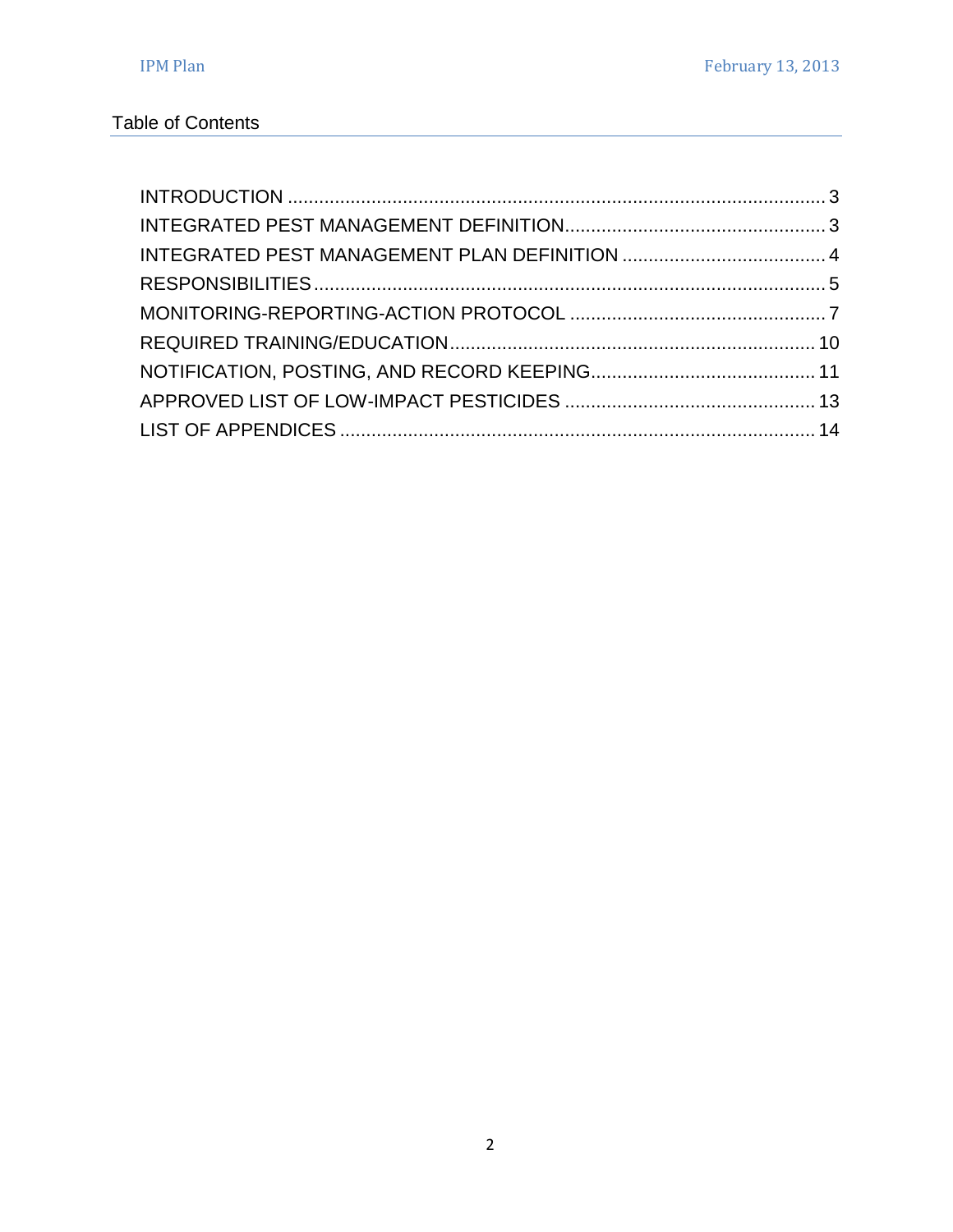## Table of Contents

INTRODUCTION ..................................................................................................... 3
INTEGRATED PEST MANAGEMENT DEFINITION.................................................. 3
INTEGRATED PEST MANAGEMENT PLAN DEFINITION ...................................... 4
RESPONSIBILITIES ................................................................................................ 5
MONITORING-REPORTING-ACTION PROTOCOL ................................................ 7
REQUIRED TRAINING/EDUCATION .................................................................... 10
NOTIFICATION, POSTING, AND RECORD KEEPING.......................................... 11
APPROVED LIST OF LOW-IMPACT PESTICIDES ............................................... 13
LIST OF APPENDICES .......................................................................................... 14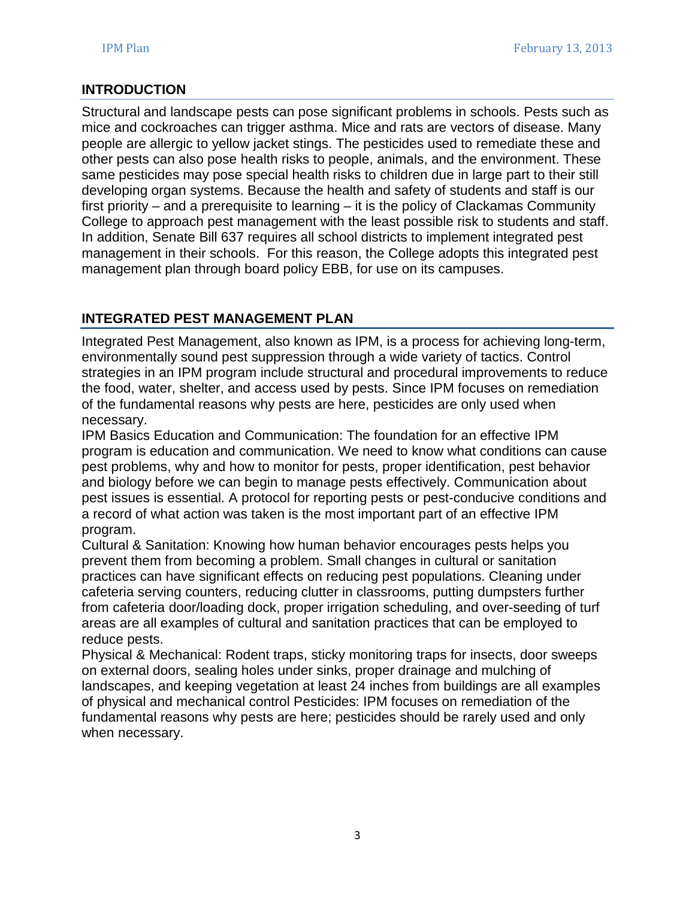## INTRODUCTION

Structural and landscape pests can pose significant problems in schools. Pests such as mice and cockroaches can trigger asthma. Mice and rats are vectors of disease. Many people are allergic to yellow jacket stings. The pesticides used to remediate these and other pests can also pose health risks to people, animals, and the environment. These same pesticides may pose special health risks to children due in large part to their still developing organ systems. Because the health and safety of students and staff is our first priority – and a prerequisite to learning – it is the policy of Clackamas Community College to approach pest management with the least possible risk to students and staff. In addition, Senate Bill 637 requires all school districts to implement integrated pest management in their schools. For this reason, the College adopts this integrated pest management plan through board policy EBB, for use on its campuses.

## INTEGRATED PEST MANAGEMENT PLAN

Integrated Pest Management, also known as IPM, is a process for achieving long-term, environmentally sound pest suppression through a wide variety of tactics. Control strategies in an IPM program include structural and procedural improvements to reduce the food, water, shelter, and access used by pests. Since IPM focuses on remediation of the fundamental reasons why pests are here, pesticides are only used when necessary.

IPM Basics Education and Communication: The foundation for an effective IPM program is education and communication. We need to know what conditions can cause pest problems, why and how to monitor for pests, proper identification, pest behavior and biology before we can begin to manage pests effectively. Communication about pest issues is essential. A protocol for reporting pests or pest-conducive conditions and a record of what action was taken is the most important part of an effective IPM program.

Cultural & Sanitation: Knowing how human behavior encourages pests helps you prevent them from becoming a problem. Small changes in cultural or sanitation practices can have significant effects on reducing pest populations. Cleaning under cafeteria serving counters, reducing clutter in classrooms, putting dumpsters further from cafeteria door/loading dock, proper irrigation scheduling, and over-seeding of turf areas are all examples of cultural and sanitation practices that can be employed to reduce pests.

Physical & Mechanical: Rodent traps, sticky monitoring traps for insects, door sweeps on external doors, sealing holes under sinks, proper drainage and mulching of landscapes, and keeping vegetation at least 24 inches from buildings are all examples of physical and mechanical control Pesticides: IPM focuses on remediation of the fundamental reasons why pests are here; pesticides should be rarely used and only when necessary.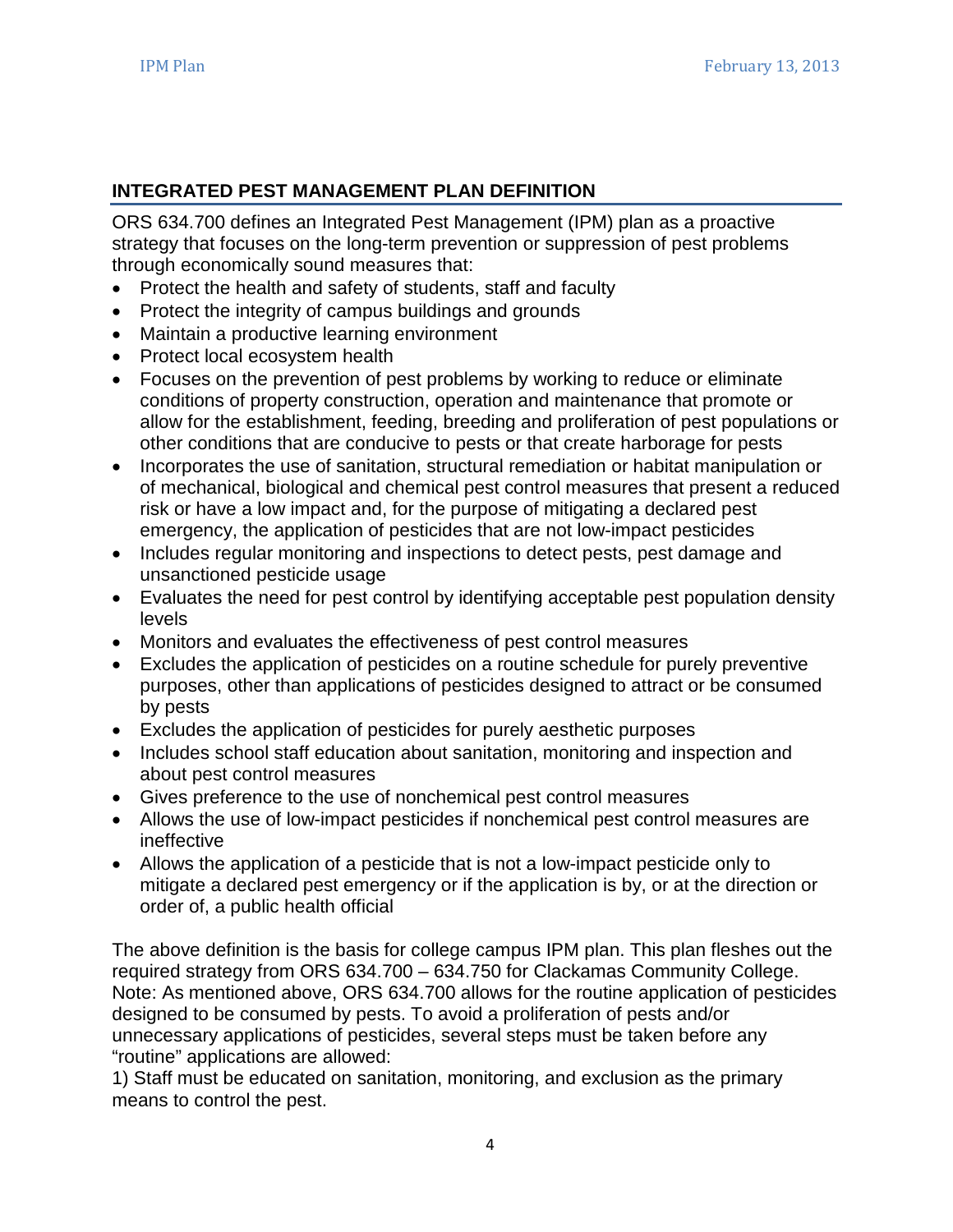## INTEGRATED PEST MANAGEMENT PLAN DEFINITION

ORS 634.700 defines an Integrated Pest Management (IPM) plan as a proactive strategy that focuses on the long-term prevention or suppression of pest problems through economically sound measures that:

- Protect the health and safety of students, staff and faculty
- Protect the integrity of campus buildings and grounds
- Maintain a productive learning environment
- Protect local ecosystem health
- Focuses on the prevention of pest problems by working to reduce or eliminate conditions of property construction, operation and maintenance that promote or allow for the establishment, feeding, breeding and proliferation of pest populations or other conditions that are conducive to pests or that create harborage for pests
- Incorporates the use of sanitation, structural remediation or habitat manipulation or of mechanical, biological and chemical pest control measures that present a reduced risk or have a low impact and, for the purpose of mitigating a declared pest emergency, the application of pesticides that are not low-impact pesticides
- Includes regular monitoring and inspections to detect pests, pest damage and unsanctioned pesticide usage
- Evaluates the need for pest control by identifying acceptable pest population density levels
- Monitors and evaluates the effectiveness of pest control measures
- Excludes the application of pesticides on a routine schedule for purely preventive purposes, other than applications of pesticides designed to attract or be consumed by pests
- Excludes the application of pesticides for purely aesthetic purposes
- Includes school staff education about sanitation, monitoring and inspection and about pest control measures
- Gives preference to the use of nonchemical pest control measures
- Allows the use of low-impact pesticides if nonchemical pest control measures are ineffective
- Allows the application of a pesticide that is not a low-impact pesticide only to mitigate a declared pest emergency or if the application is by, or at the direction or order of, a public health official

The above definition is the basis for college campus IPM plan. This plan fleshes out the required strategy from ORS 634.700 – 634.750 for Clackamas Community College. Note: As mentioned above, ORS 634.700 allows for the routine application of pesticides designed to be consumed by pests. To avoid a proliferation of pests and/or unnecessary applications of pesticides, several steps must be taken before any "routine" applications are allowed:

1) Staff must be educated on sanitation, monitoring, and exclusion as the primary means to control the pest.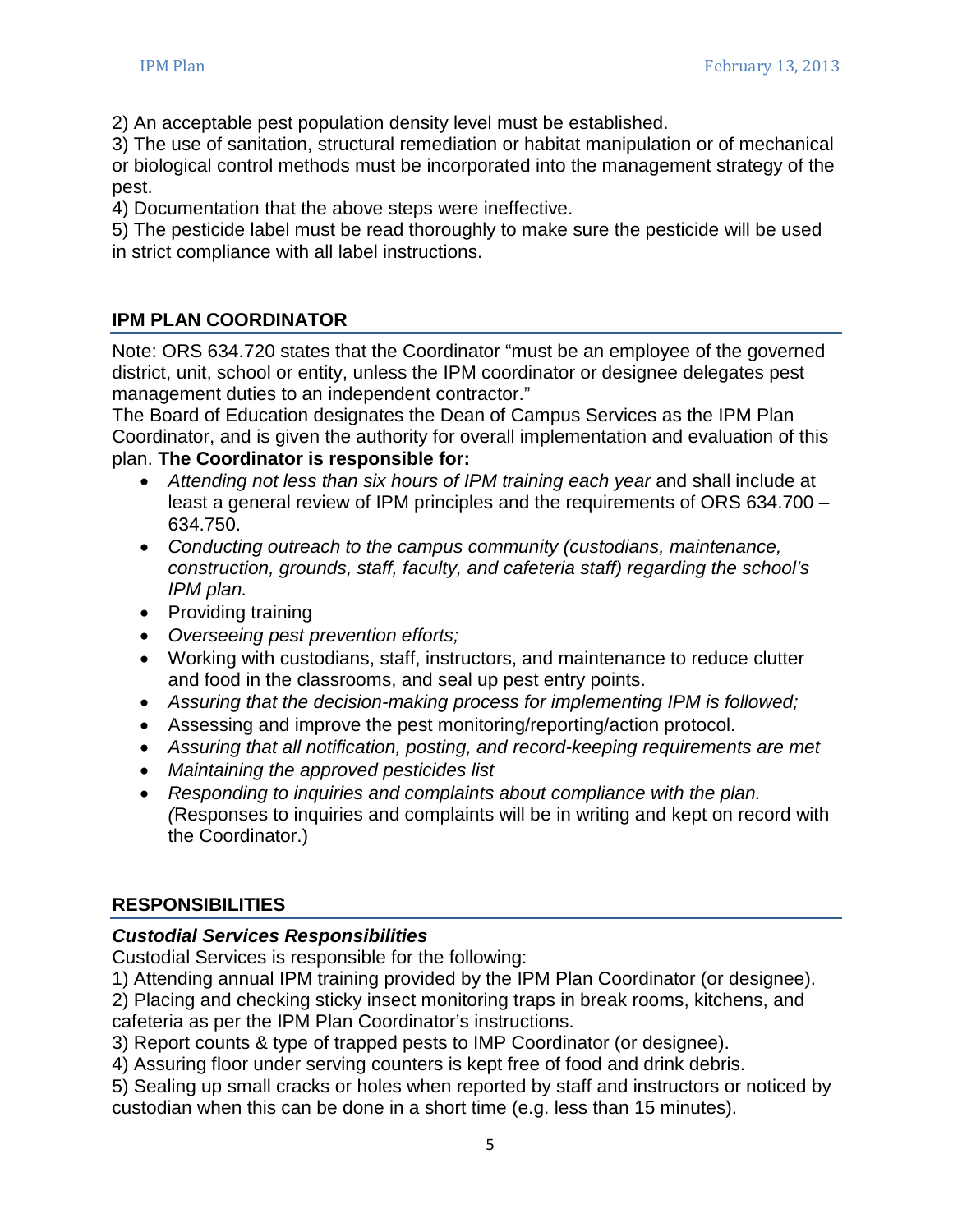2) An acceptable pest population density level must be established.
3) The use of sanitation, structural remediation or habitat manipulation or of mechanical or biological control methods must be incorporated into the management strategy of the pest.
4) Documentation that the above steps were ineffective.
5) The pesticide label must be read thoroughly to make sure the pesticide will be used in strict compliance with all label instructions.

## IPM PLAN COORDINATOR

Note: ORS 634.720 states that the Coordinator "must be an employee of the governed district, unit, school or entity, unless the IPM coordinator or designee delegates pest management duties to an independent contractor."
The Board of Education designates the Dean of Campus Services as the IPM Plan Coordinator, and is given the authority for overall implementation and evaluation of this plan. **The Coordinator is responsible for:**

- *Attending not less than six hours of IPM training each year* and shall include at least a general review of IPM principles and the requirements of ORS 634.700 – 634.750.
- *Conducting outreach to the campus community (custodians, maintenance, construction, grounds, staff, faculty, and cafeteria staff) regarding the school's IPM plan.*
- Providing training
- *Overseeing pest prevention efforts;*
- Working with custodians, staff, instructors, and maintenance to reduce clutter and food in the classrooms, and seal up pest entry points.
- *Assuring that the decision-making process for implementing IPM is followed;*
- Assessing and improve the pest monitoring/reporting/action protocol.
- *Assuring that all notification, posting, and record-keeping requirements are met*
- *Maintaining the approved pesticides list*
- *Responding to inquiries and complaints about compliance with the plan. (*Responses to inquiries and complaints will be in writing and kept on record with the Coordinator.)

## RESPONSIBILITIES

### *Custodial Services Responsibilities*

Custodial Services is responsible for the following:
1) Attending annual IPM training provided by the IPM Plan Coordinator (or designee).
2) Placing and checking sticky insect monitoring traps in break rooms, kitchens, and cafeteria as per the IPM Plan Coordinator's instructions.
3) Report counts & type of trapped pests to IMP Coordinator (or designee).
4) Assuring floor under serving counters is kept free of food and drink debris.
5) Sealing up small cracks or holes when reported by staff and instructors or noticed by custodian when this can be done in a short time (e.g. less than 15 minutes).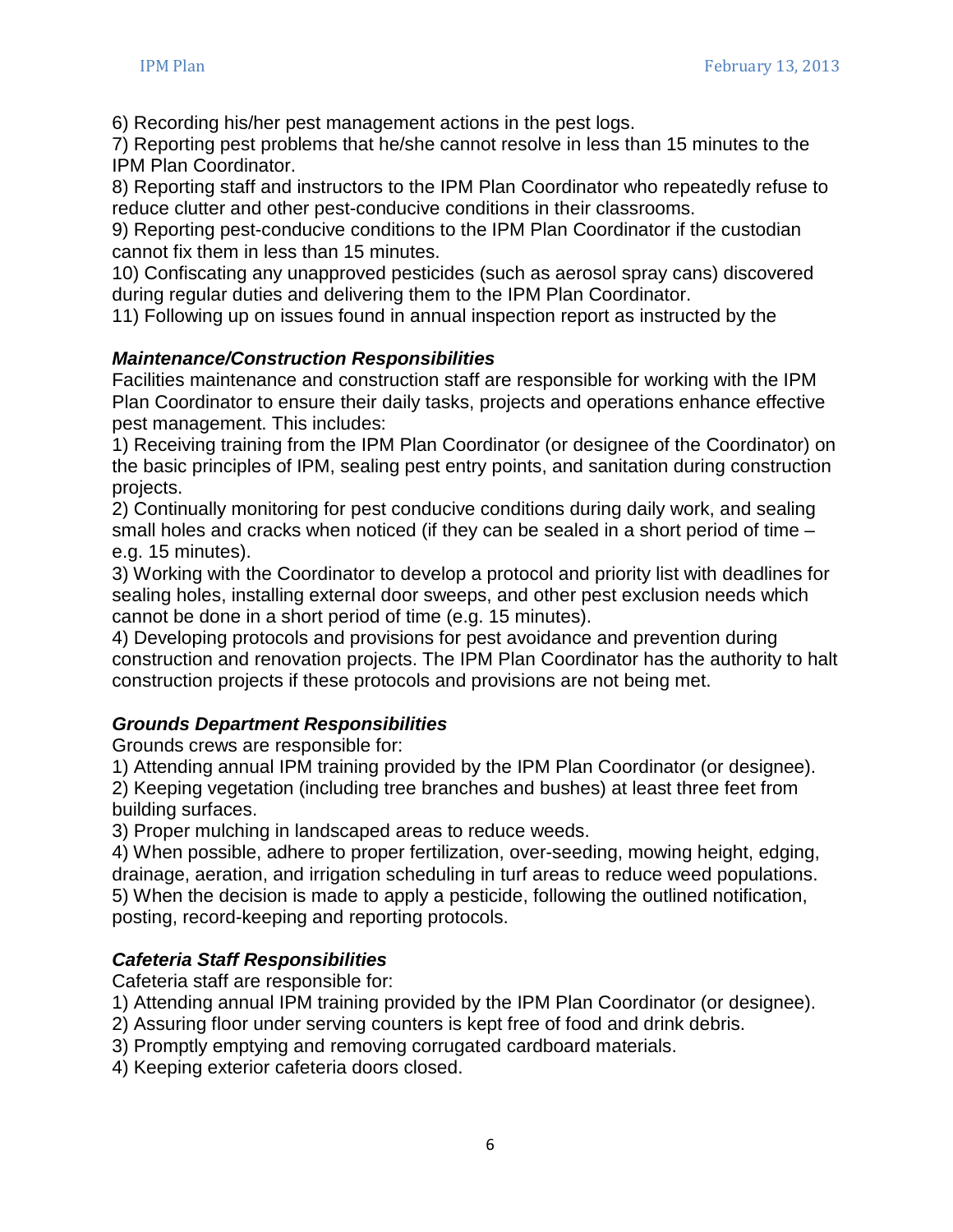6) Recording his/her pest management actions in the pest logs.
7) Reporting pest problems that he/she cannot resolve in less than 15 minutes to the IPM Plan Coordinator.
8) Reporting staff and instructors to the IPM Plan Coordinator who repeatedly refuse to reduce clutter and other pest-conducive conditions in their classrooms.
9) Reporting pest-conducive conditions to the IPM Plan Coordinator if the custodian cannot fix them in less than 15 minutes.
10) Confiscating any unapproved pesticides (such as aerosol spray cans) discovered during regular duties and delivering them to the IPM Plan Coordinator.
11) Following up on issues found in annual inspection report as instructed by the

***Maintenance/Construction Responsibilities***

Facilities maintenance and construction staff are responsible for working with the IPM Plan Coordinator to ensure their daily tasks, projects and operations enhance effective pest management. This includes:
1) Receiving training from the IPM Plan Coordinator (or designee of the Coordinator) on the basic principles of IPM, sealing pest entry points, and sanitation during construction projects.
2) Continually monitoring for pest conducive conditions during daily work, and sealing small holes and cracks when noticed (if they can be sealed in a short period of time – e.g. 15 minutes).
3) Working with the Coordinator to develop a protocol and priority list with deadlines for sealing holes, installing external door sweeps, and other pest exclusion needs which cannot be done in a short period of time (e.g. 15 minutes).
4) Developing protocols and provisions for pest avoidance and prevention during construction and renovation projects. The IPM Plan Coordinator has the authority to halt construction projects if these protocols and provisions are not being met.

***Grounds Department Responsibilities***

Grounds crews are responsible for:
1) Attending annual IPM training provided by the IPM Plan Coordinator (or designee).
2) Keeping vegetation (including tree branches and bushes) at least three feet from building surfaces.
3) Proper mulching in landscaped areas to reduce weeds.
4) When possible, adhere to proper fertilization, over-seeding, mowing height, edging, drainage, aeration, and irrigation scheduling in turf areas to reduce weed populations.
5) When the decision is made to apply a pesticide, following the outlined notification, posting, record-keeping and reporting protocols.

***Cafeteria Staff Responsibilities***

Cafeteria staff are responsible for:
1) Attending annual IPM training provided by the IPM Plan Coordinator (or designee).
2) Assuring floor under serving counters is kept free of food and drink debris.
3) Promptly emptying and removing corrugated cardboard materials.
4) Keeping exterior cafeteria doors closed.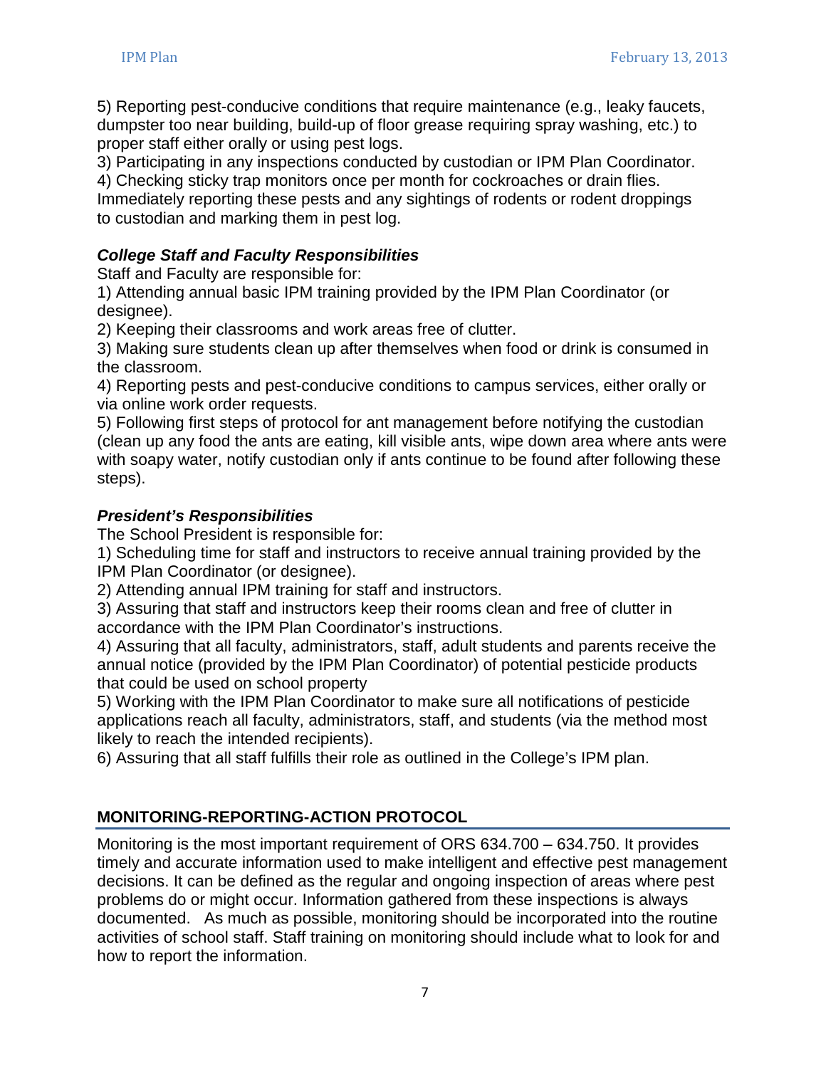5) Reporting pest-conducive conditions that require maintenance (e.g., leaky faucets, dumpster too near building, build-up of floor grease requiring spray washing, etc.) to proper staff either orally or using pest logs.

3) Participating in any inspections conducted by custodian or IPM Plan Coordinator.

4) Checking sticky trap monitors once per month for cockroaches or drain flies. Immediately reporting these pests and any sightings of rodents or rodent droppings to custodian and marking them in pest log.

### *College Staff and Faculty Responsibilities*

Staff and Faculty are responsible for:

1) Attending annual basic IPM training provided by the IPM Plan Coordinator (or designee).

2) Keeping their classrooms and work areas free of clutter.

3) Making sure students clean up after themselves when food or drink is consumed in the classroom.

4) Reporting pests and pest-conducive conditions to campus services, either orally or via online work order requests.

5) Following first steps of protocol for ant management before notifying the custodian (clean up any food the ants are eating, kill visible ants, wipe down area where ants were with soapy water, notify custodian only if ants continue to be found after following these steps).

### *President's Responsibilities*

The School President is responsible for:

1) Scheduling time for staff and instructors to receive annual training provided by the IPM Plan Coordinator (or designee).

2) Attending annual IPM training for staff and instructors.

3) Assuring that staff and instructors keep their rooms clean and free of clutter in accordance with the IPM Plan Coordinator's instructions.

4) Assuring that all faculty, administrators, staff, adult students and parents receive the annual notice (provided by the IPM Plan Coordinator) of potential pesticide products that could be used on school property

5) Working with the IPM Plan Coordinator to make sure all notifications of pesticide applications reach all faculty, administrators, staff, and students (via the method most likely to reach the intended recipients).

6) Assuring that all staff fulfills their role as outlined in the College's IPM plan.

## MONITORING-REPORTING-ACTION PROTOCOL

Monitoring is the most important requirement of ORS 634.700 – 634.750. It provides timely and accurate information used to make intelligent and effective pest management decisions. It can be defined as the regular and ongoing inspection of areas where pest problems do or might occur. Information gathered from these inspections is always documented. As much as possible, monitoring should be incorporated into the routine activities of school staff. Staff training on monitoring should include what to look for and how to report the information.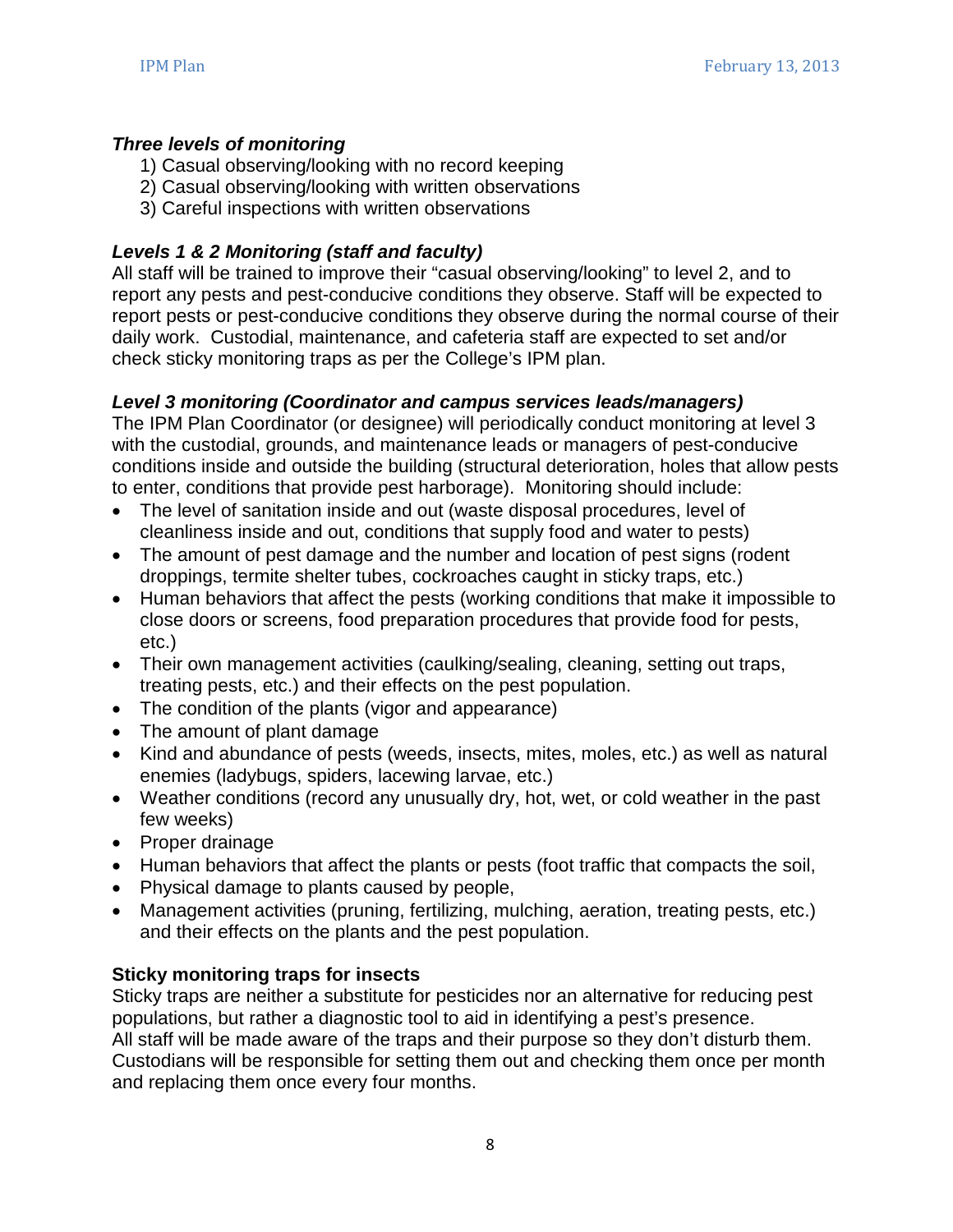***Three levels of monitoring***

1) Casual observing/looking with no record keeping
2) Casual observing/looking with written observations
3) Careful inspections with written observations

***Levels 1 & 2 Monitoring (staff and faculty)***

All staff will be trained to improve their "casual observing/looking" to level 2, and to report any pests and pest-conducive conditions they observe. Staff will be expected to report pests or pest-conducive conditions they observe during the normal course of their daily work. Custodial, maintenance, and cafeteria staff are expected to set and/or check sticky monitoring traps as per the College's IPM plan.

***Level 3 monitoring (Coordinator and campus services leads/managers)***

The IPM Plan Coordinator (or designee) will periodically conduct monitoring at level 3 with the custodial, grounds, and maintenance leads or managers of pest-conducive conditions inside and outside the building (structural deterioration, holes that allow pests to enter, conditions that provide pest harborage). Monitoring should include:

- The level of sanitation inside and out (waste disposal procedures, level of cleanliness inside and out, conditions that supply food and water to pests)
- The amount of pest damage and the number and location of pest signs (rodent droppings, termite shelter tubes, cockroaches caught in sticky traps, etc.)
- Human behaviors that affect the pests (working conditions that make it impossible to close doors or screens, food preparation procedures that provide food for pests, etc.)
- Their own management activities (caulking/sealing, cleaning, setting out traps, treating pests, etc.) and their effects on the pest population.
- The condition of the plants (vigor and appearance)
- The amount of plant damage
- Kind and abundance of pests (weeds, insects, mites, moles, etc.) as well as natural enemies (ladybugs, spiders, lacewing larvae, etc.)
- Weather conditions (record any unusually dry, hot, wet, or cold weather in the past few weeks)
- Proper drainage
- Human behaviors that affect the plants or pests (foot traffic that compacts the soil,
- Physical damage to plants caused by people,
- Management activities (pruning, fertilizing, mulching, aeration, treating pests, etc.) and their effects on the plants and the pest population.

**Sticky monitoring traps for insects**

Sticky traps are neither a substitute for pesticides nor an alternative for reducing pest populations, but rather a diagnostic tool to aid in identifying a pest's presence.
All staff will be made aware of the traps and their purpose so they don't disturb them. Custodians will be responsible for setting them out and checking them once per month and replacing them once every four months.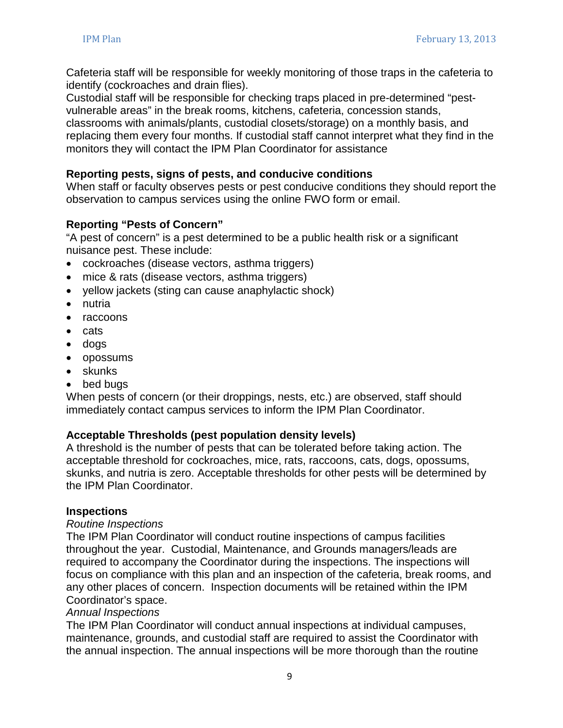Cafeteria staff will be responsible for weekly monitoring of those traps in the cafeteria to identify (cockroaches and drain flies).
Custodial staff will be responsible for checking traps placed in pre-determined "pest-vulnerable areas" in the break rooms, kitchens, cafeteria, concession stands, classrooms with animals/plants, custodial closets/storage) on a monthly basis, and replacing them every four months. If custodial staff cannot interpret what they find in the monitors they will contact the IPM Plan Coordinator for assistance

**Reporting pests, signs of pests, and conducive conditions**
When staff or faculty observes pests or pest conducive conditions they should report the observation to campus services using the online FWO form or email.

**Reporting "Pests of Concern"**
"A pest of concern" is a pest determined to be a public health risk or a significant nuisance pest. These include:

- cockroaches (disease vectors, asthma triggers)
- mice & rats (disease vectors, asthma triggers)
- yellow jackets (sting can cause anaphylactic shock)
- nutria
- raccoons
- cats
- dogs
- opossums
- skunks
- bed bugs

When pests of concern (or their droppings, nests, etc.) are observed, staff should immediately contact campus services to inform the IPM Plan Coordinator.

**Acceptable Thresholds (pest population density levels)**
A threshold is the number of pests that can be tolerated before taking action. The acceptable threshold for cockroaches, mice, rats, raccoons, cats, dogs, opossums, skunks, and nutria is zero. Acceptable thresholds for other pests will be determined by the IPM Plan Coordinator.

**Inspections**
*Routine Inspections*
The IPM Plan Coordinator will conduct routine inspections of campus facilities throughout the year. Custodial, Maintenance, and Grounds managers/leads are required to accompany the Coordinator during the inspections. The inspections will focus on compliance with this plan and an inspection of the cafeteria, break rooms, and any other places of concern. Inspection documents will be retained within the IPM Coordinator's space.
*Annual Inspections*
The IPM Plan Coordinator will conduct annual inspections at individual campuses, maintenance, grounds, and custodial staff are required to assist the Coordinator with the annual inspection. The annual inspections will be more thorough than the routine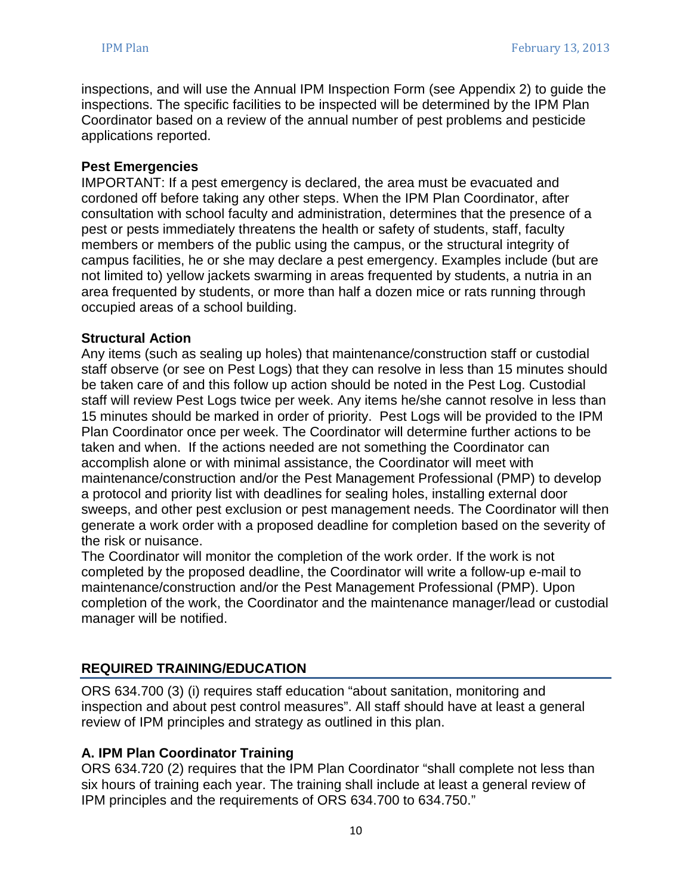inspections, and will use the Annual IPM Inspection Form (see Appendix 2) to guide the inspections. The specific facilities to be inspected will be determined by the IPM Plan Coordinator based on a review of the annual number of pest problems and pesticide applications reported.

### Pest Emergencies

IMPORTANT: If a pest emergency is declared, the area must be evacuated and cordoned off before taking any other steps. When the IPM Plan Coordinator, after consultation with school faculty and administration, determines that the presence of a pest or pests immediately threatens the health or safety of students, staff, faculty members or members of the public using the campus, or the structural integrity of campus facilities, he or she may declare a pest emergency. Examples include (but are not limited to) yellow jackets swarming in areas frequented by students, a nutria in an area frequented by students, or more than half a dozen mice or rats running through occupied areas of a school building.

### Structural Action

Any items (such as sealing up holes) that maintenance/construction staff or custodial staff observe (or see on Pest Logs) that they can resolve in less than 15 minutes should be taken care of and this follow up action should be noted in the Pest Log. Custodial staff will review Pest Logs twice per week. Any items he/she cannot resolve in less than 15 minutes should be marked in order of priority. Pest Logs will be provided to the IPM Plan Coordinator once per week. The Coordinator will determine further actions to be taken and when. If the actions needed are not something the Coordinator can accomplish alone or with minimal assistance, the Coordinator will meet with maintenance/construction and/or the Pest Management Professional (PMP) to develop a protocol and priority list with deadlines for sealing holes, installing external door sweeps, and other pest exclusion or pest management needs. The Coordinator will then generate a work order with a proposed deadline for completion based on the severity of the risk or nuisance.

The Coordinator will monitor the completion of the work order. If the work is not completed by the proposed deadline, the Coordinator will write a follow-up e-mail to maintenance/construction and/or the Pest Management Professional (PMP). Upon completion of the work, the Coordinator and the maintenance manager/lead or custodial manager will be notified.

## REQUIRED TRAINING/EDUCATION

ORS 634.700 (3) (i) requires staff education "about sanitation, monitoring and inspection and about pest control measures". All staff should have at least a general review of IPM principles and strategy as outlined in this plan.

### A. IPM Plan Coordinator Training

ORS 634.720 (2) requires that the IPM Plan Coordinator "shall complete not less than six hours of training each year. The training shall include at least a general review of IPM principles and the requirements of ORS 634.700 to 634.750."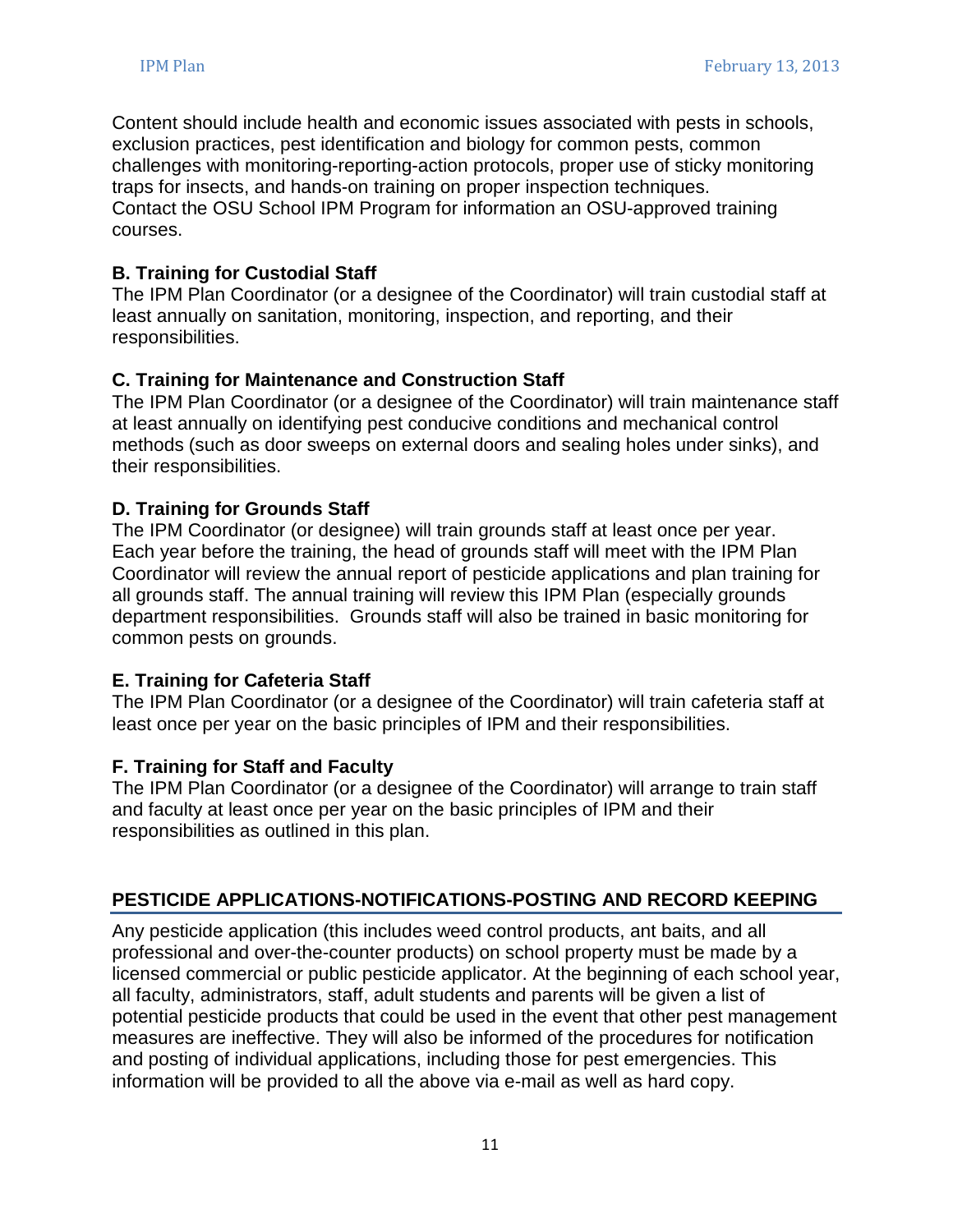Content should include health and economic issues associated with pests in schools, exclusion practices, pest identification and biology for common pests, common challenges with monitoring-reporting-action protocols, proper use of sticky monitoring traps for insects, and hands-on training on proper inspection techniques.
Contact the OSU School IPM Program for information an OSU-approved training courses.

### B. Training for Custodial Staff

The IPM Plan Coordinator (or a designee of the Coordinator) will train custodial staff at least annually on sanitation, monitoring, inspection, and reporting, and their responsibilities.

### C. Training for Maintenance and Construction Staff

The IPM Plan Coordinator (or a designee of the Coordinator) will train maintenance staff at least annually on identifying pest conducive conditions and mechanical control methods (such as door sweeps on external doors and sealing holes under sinks), and their responsibilities.

### D. Training for Grounds Staff

The IPM Coordinator (or designee) will train grounds staff at least once per year. Each year before the training, the head of grounds staff will meet with the IPM Plan Coordinator will review the annual report of pesticide applications and plan training for all grounds staff. The annual training will review this IPM Plan (especially grounds department responsibilities. Grounds staff will also be trained in basic monitoring for common pests on grounds.

### E. Training for Cafeteria Staff

The IPM Plan Coordinator (or a designee of the Coordinator) will train cafeteria staff at least once per year on the basic principles of IPM and their responsibilities.

### F. Training for Staff and Faculty

The IPM Plan Coordinator (or a designee of the Coordinator) will arrange to train staff and faculty at least once per year on the basic principles of IPM and their responsibilities as outlined in this plan.

## PESTICIDE APPLICATIONS-NOTIFICATIONS-POSTING AND RECORD KEEPING

Any pesticide application (this includes weed control products, ant baits, and all professional and over-the-counter products) on school property must be made by a licensed commercial or public pesticide applicator. At the beginning of each school year, all faculty, administrators, staff, adult students and parents will be given a list of potential pesticide products that could be used in the event that other pest management measures are ineffective. They will also be informed of the procedures for notification and posting of individual applications, including those for pest emergencies. This information will be provided to all the above via e-mail as well as hard copy.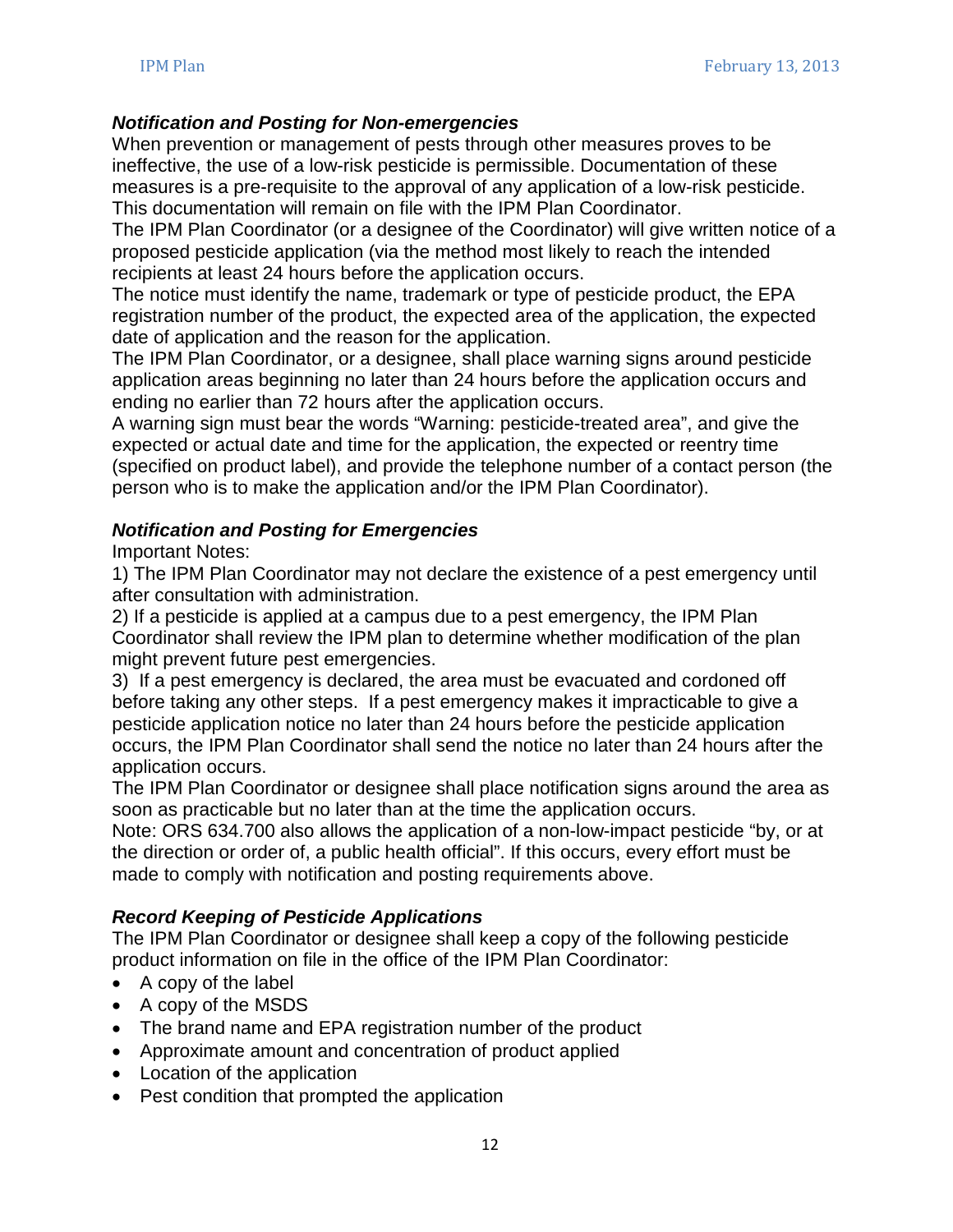### *Notification and Posting for Non-emergencies*

When prevention or management of pests through other measures proves to be ineffective, the use of a low-risk pesticide is permissible. Documentation of these measures is a pre-requisite to the approval of any application of a low-risk pesticide. This documentation will remain on file with the IPM Plan Coordinator.

The IPM Plan Coordinator (or a designee of the Coordinator) will give written notice of a proposed pesticide application (via the method most likely to reach the intended recipients at least 24 hours before the application occurs.

The notice must identify the name, trademark or type of pesticide product, the EPA registration number of the product, the expected area of the application, the expected date of application and the reason for the application.

The IPM Plan Coordinator, or a designee, shall place warning signs around pesticide application areas beginning no later than 24 hours before the application occurs and ending no earlier than 72 hours after the application occurs.

A warning sign must bear the words "Warning: pesticide-treated area", and give the expected or actual date and time for the application, the expected or reentry time (specified on product label), and provide the telephone number of a contact person (the person who is to make the application and/or the IPM Plan Coordinator).

### *Notification and Posting for Emergencies*

Important Notes:

1) The IPM Plan Coordinator may not declare the existence of a pest emergency until after consultation with administration.

2) If a pesticide is applied at a campus due to a pest emergency, the IPM Plan Coordinator shall review the IPM plan to determine whether modification of the plan might prevent future pest emergencies.

3) If a pest emergency is declared, the area must be evacuated and cordoned off before taking any other steps. If a pest emergency makes it impracticable to give a pesticide application notice no later than 24 hours before the pesticide application occurs, the IPM Plan Coordinator shall send the notice no later than 24 hours after the application occurs.

The IPM Plan Coordinator or designee shall place notification signs around the area as soon as practicable but no later than at the time the application occurs.

Note: ORS 634.700 also allows the application of a non-low-impact pesticide "by, or at the direction or order of, a public health official". If this occurs, every effort must be made to comply with notification and posting requirements above.

### *Record Keeping of Pesticide Applications*

The IPM Plan Coordinator or designee shall keep a copy of the following pesticide product information on file in the office of the IPM Plan Coordinator:

- A copy of the label
- A copy of the MSDS
- The brand name and EPA registration number of the product
- Approximate amount and concentration of product applied
- Location of the application
- Pest condition that prompted the application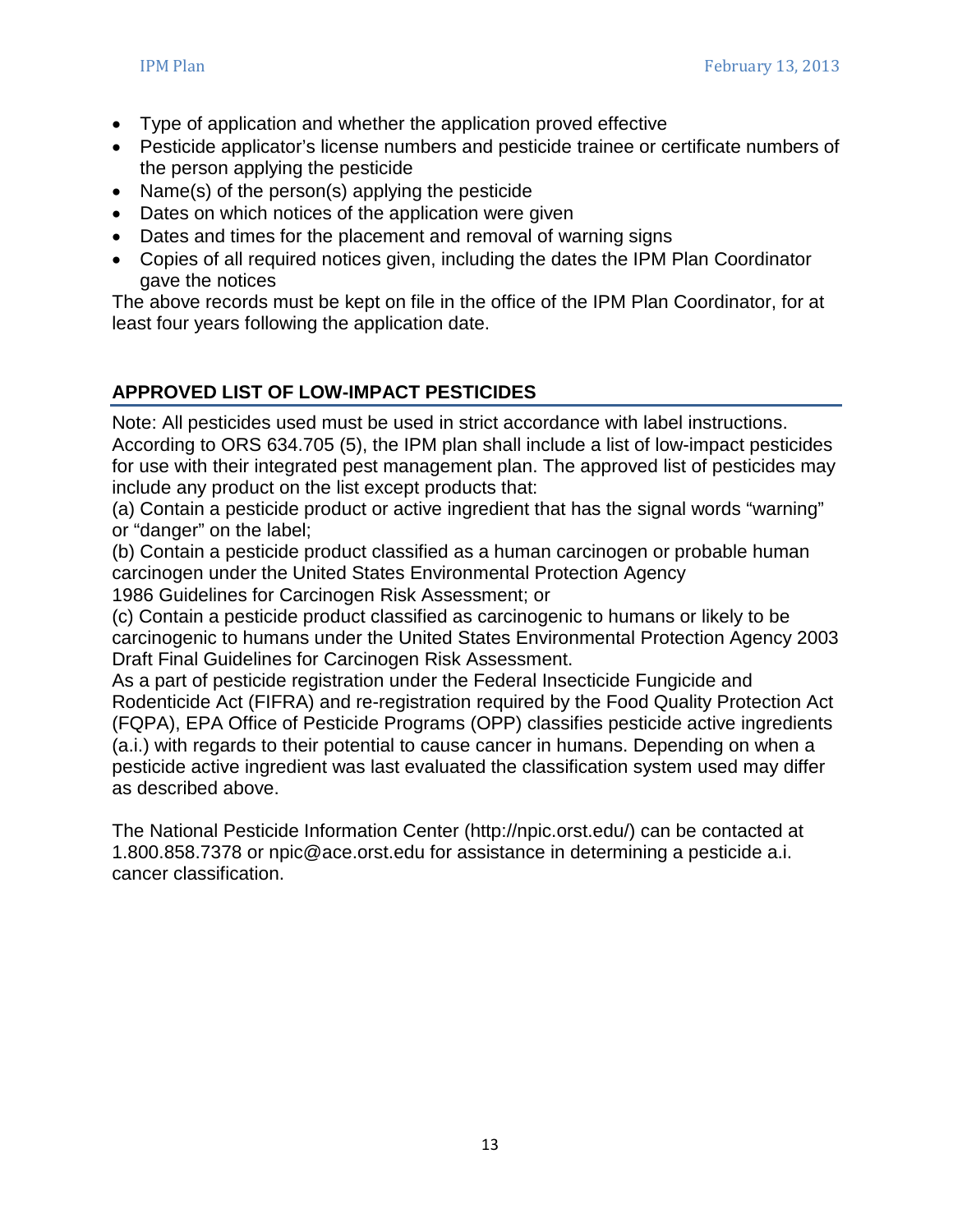- Type of application and whether the application proved effective
- Pesticide applicator's license numbers and pesticide trainee or certificate numbers of the person applying the pesticide
- Name(s) of the person(s) applying the pesticide
- Dates on which notices of the application were given
- Dates and times for the placement and removal of warning signs
- Copies of all required notices given, including the dates the IPM Plan Coordinator gave the notices

The above records must be kept on file in the office of the IPM Plan Coordinator, for at least four years following the application date.

## APPROVED LIST OF LOW-IMPACT PESTICIDES

Note: All pesticides used must be used in strict accordance with label instructions. According to ORS 634.705 (5), the IPM plan shall include a list of low-impact pesticides for use with their integrated pest management plan. The approved list of pesticides may include any product on the list except products that:

(a) Contain a pesticide product or active ingredient that has the signal words "warning" or "danger" on the label;

(b) Contain a pesticide product classified as a human carcinogen or probable human carcinogen under the United States Environmental Protection Agency 1986 Guidelines for Carcinogen Risk Assessment; or

(c) Contain a pesticide product classified as carcinogenic to humans or likely to be carcinogenic to humans under the United States Environmental Protection Agency 2003 Draft Final Guidelines for Carcinogen Risk Assessment.

As a part of pesticide registration under the Federal Insecticide Fungicide and Rodenticide Act (FIFRA) and re-registration required by the Food Quality Protection Act (FQPA), EPA Office of Pesticide Programs (OPP) classifies pesticide active ingredients (a.i.) with regards to their potential to cause cancer in humans. Depending on when a pesticide active ingredient was last evaluated the classification system used may differ as described above.

The National Pesticide Information Center (http://npic.orst.edu/) can be contacted at 1.800.858.7378 or npic@ace.orst.edu for assistance in determining a pesticide a.i. cancer classification.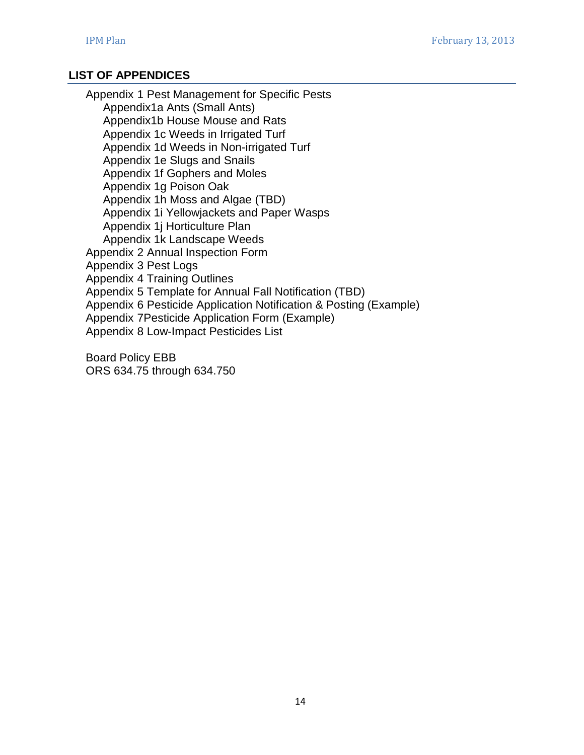## LIST OF APPENDICES

- Appendix 1 Pest Management for Specific Pests
  - Appendix1a Ants (Small Ants)
  - Appendix1b House Mouse and Rats
  - Appendix 1c Weeds in Irrigated Turf
  - Appendix 1d Weeds in Non-irrigated Turf
  - Appendix 1e Slugs and Snails
  - Appendix 1f Gophers and Moles
  - Appendix 1g Poison Oak
  - Appendix 1h Moss and Algae (TBD)
  - Appendix 1i Yellowjackets and Paper Wasps
  - Appendix 1j Horticulture Plan
  - Appendix 1k Landscape Weeds
- Appendix 2 Annual Inspection Form
- Appendix 3 Pest Logs
- Appendix 4 Training Outlines
- Appendix 5 Template for Annual Fall Notification (TBD)
- Appendix 6 Pesticide Application Notification & Posting (Example)
- Appendix 7Pesticide Application Form (Example)
- Appendix 8 Low-Impact Pesticides List

Board Policy EBB
ORS 634.75 through 634.750